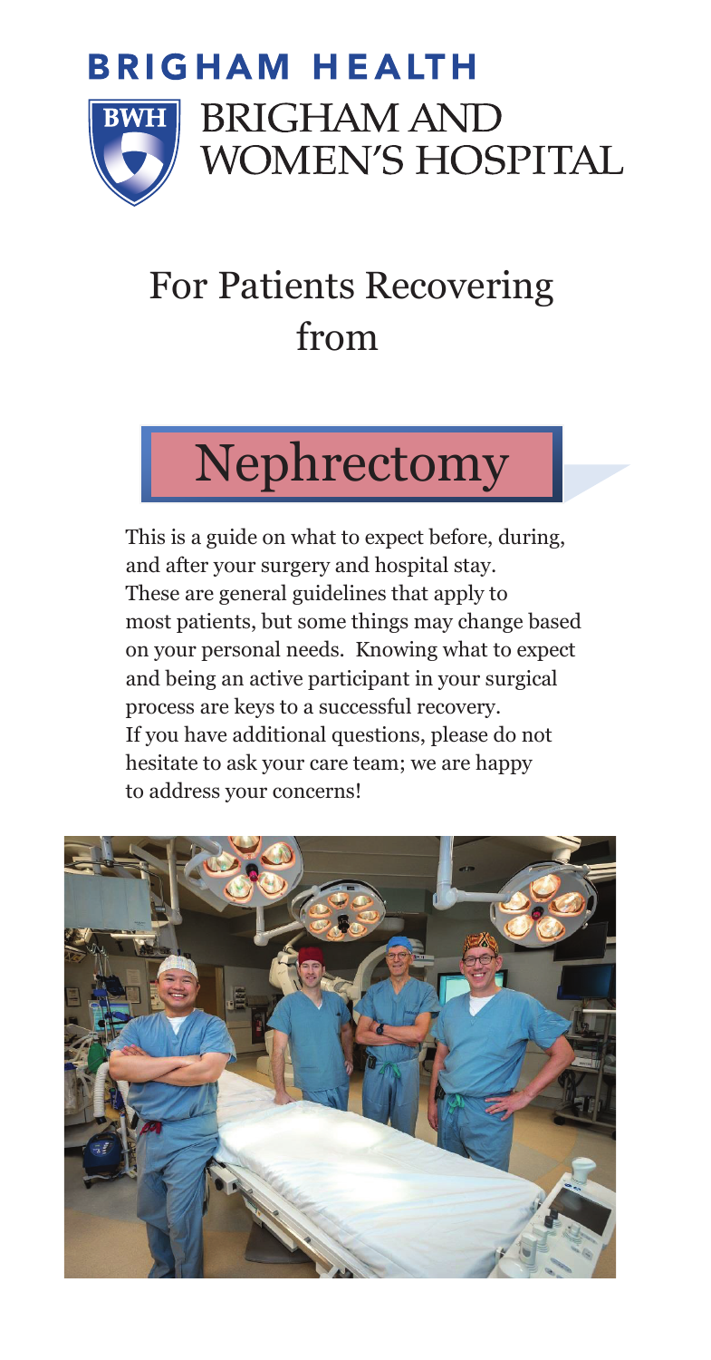**BRIGHAM HEALTH**

**BRIGHAM AND WOMEN'S HOSPITAL**

# For Patients Recovering from

# Nephrectomy

This is a guide on what to expect before, during, and after your surgery and hospital stay. These are general guidelines that apply to most patients, but some things may change based on your personal needs. Knowing what to expect and being an active participant in your surgical process are keys to a successful recovery. If you have additional questions, please do not hesitate to ask your care team; we are happy to address your concerns!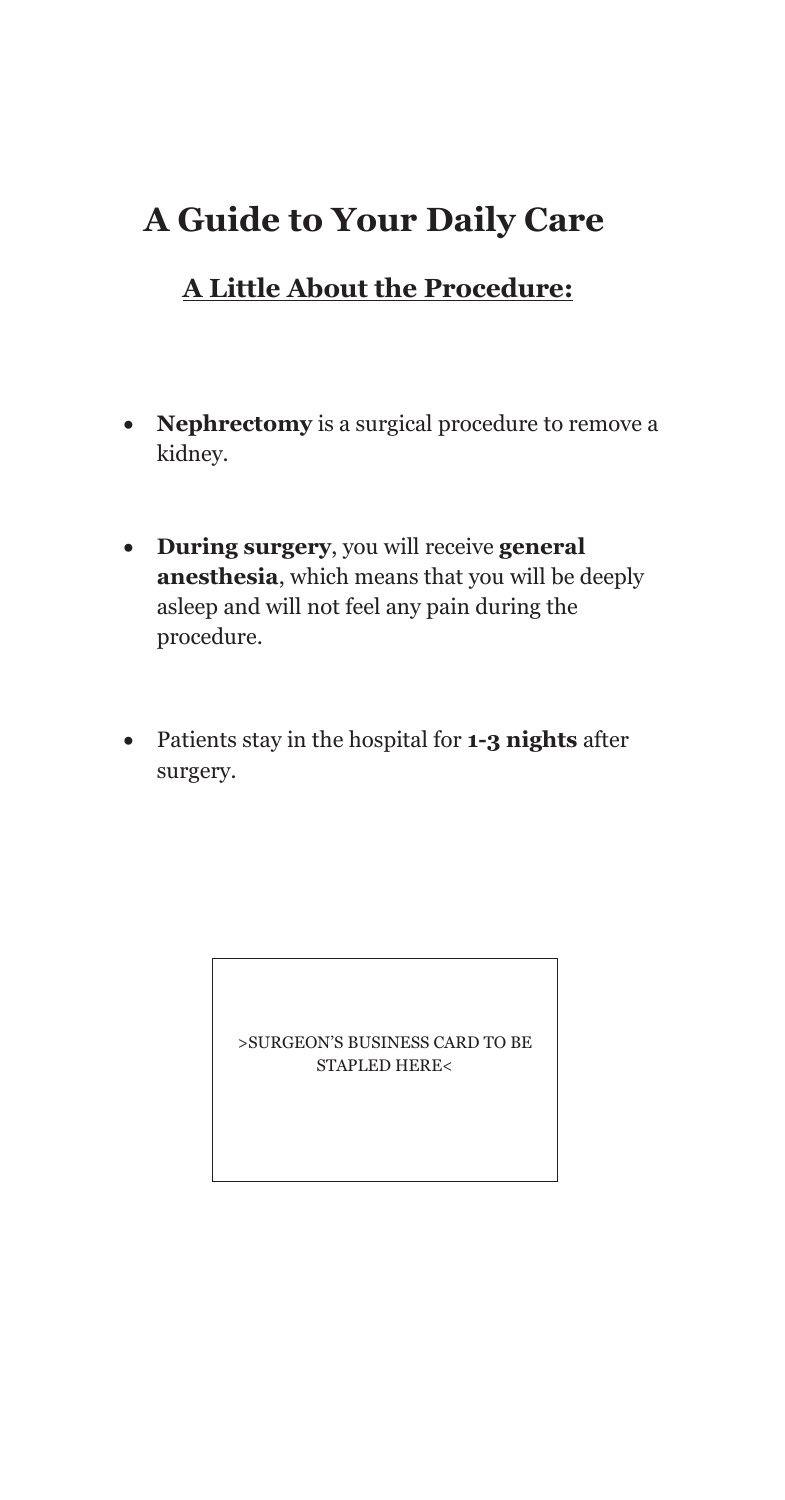# A Guide to Your Daily Care

## A Little About the Procedure:

- **Nephrectomy** is a surgical procedure to remove a kidney.
- **During surgery**, you will receive **general anesthesia**, which means that you will be deeply asleep and will not feel any pain during the procedure.
- Patients stay in the hospital for **1-3 nights** after surgery.

>SURGEON'S BUSINESS CARD TO BE STAPLED HERE<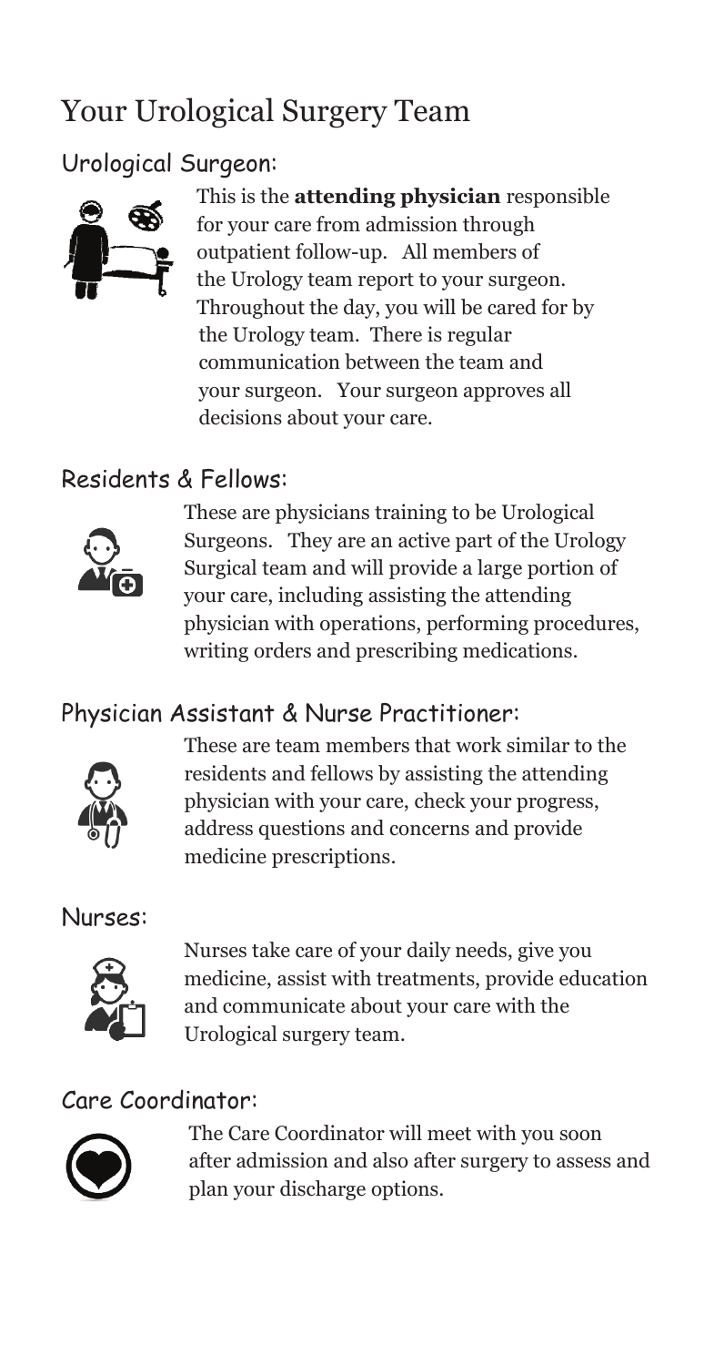# Your Urological Surgery Team

## Urological Surgeon:

This is the **attending physician** responsible for your care from admission through outpatient follow-up. All members of the Urology team report to your surgeon. Throughout the day, you will be cared for by the Urology team. There is regular communication between the team and your surgeon. Your surgeon approves all decisions about your care.

## Residents & Fellows:

These are physicians training to be Urological Surgeons. They are an active part of the Urology Surgical team and will provide a large portion of your care, including assisting the attending physician with operations, performing procedures, writing orders and prescribing medications.

## Physician Assistant & Nurse Practitioner:

These are team members that work similar to the residents and fellows by assisting the attending physician with your care, check your progress, address questions and concerns and provide medicine prescriptions.

## Nurses:

Nurses take care of your daily needs, give you medicine, assist with treatments, provide education and communicate about your care with the Urological surgery team.

## Care Coordinator:

The Care Coordinator will meet with you soon after admission and also after surgery to assess and plan your discharge options.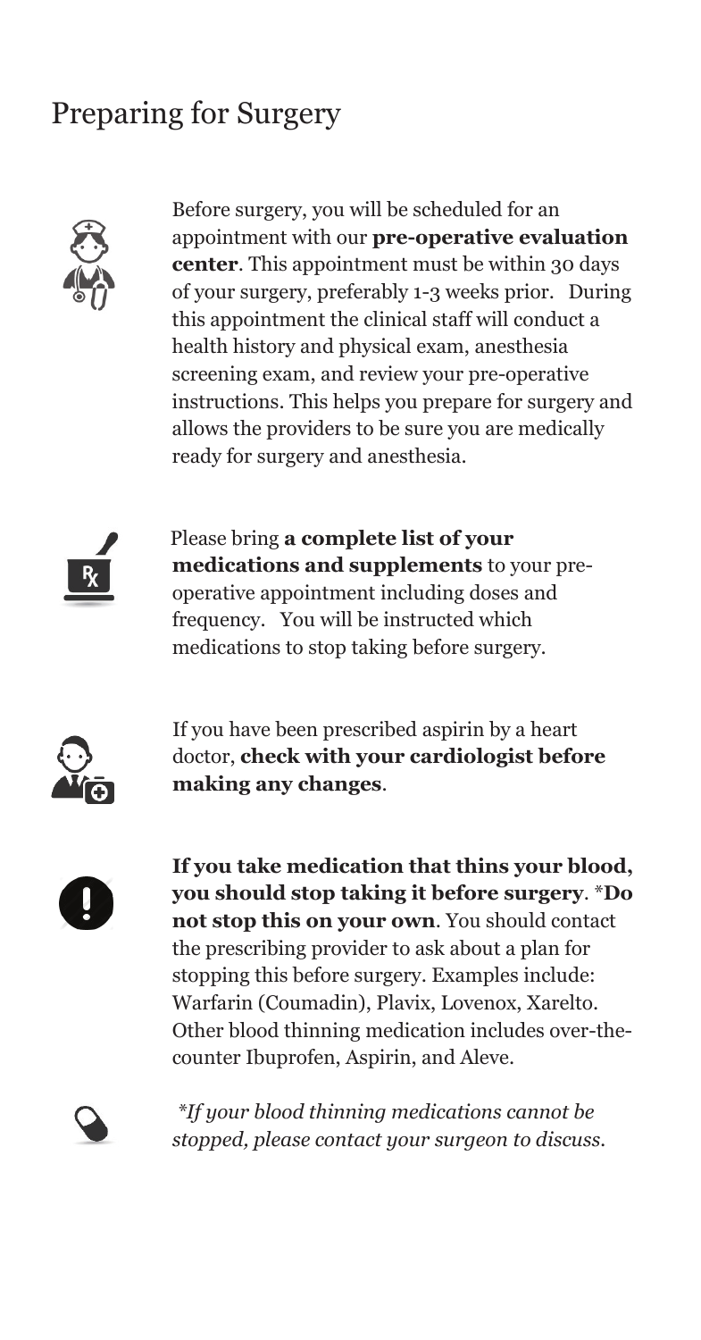# Preparing for Surgery

Before surgery, you will be scheduled for an appointment with our **pre-operative evaluation center**. This appointment must be within 30 days of your surgery, preferably 1-3 weeks prior. During this appointment the clinical staff will conduct a health history and physical exam, anesthesia screening exam, and review your pre-operative instructions. This helps you prepare for surgery and allows the providers to be sure you are medically ready for surgery and anesthesia.

Please bring **a complete list of your medications and supplements** to your pre-operative appointment including doses and frequency. You will be instructed which medications to stop taking before surgery.

If you have been prescribed aspirin by a heart doctor, **check with your cardiologist before making any changes**.

**If you take medication that thins your blood, you should stop taking it before surgery**. \***Do not stop this on your own**. You should contact the prescribing provider to ask about a plan for stopping this before surgery. Examples include: Warfarin (Coumadin), Plavix, Lovenox, Xarelto. Other blood thinning medication includes over-the-counter Ibuprofen, Aspirin, and Aleve.

*\*If your blood thinning medications cannot be stopped, please contact your surgeon to discuss.*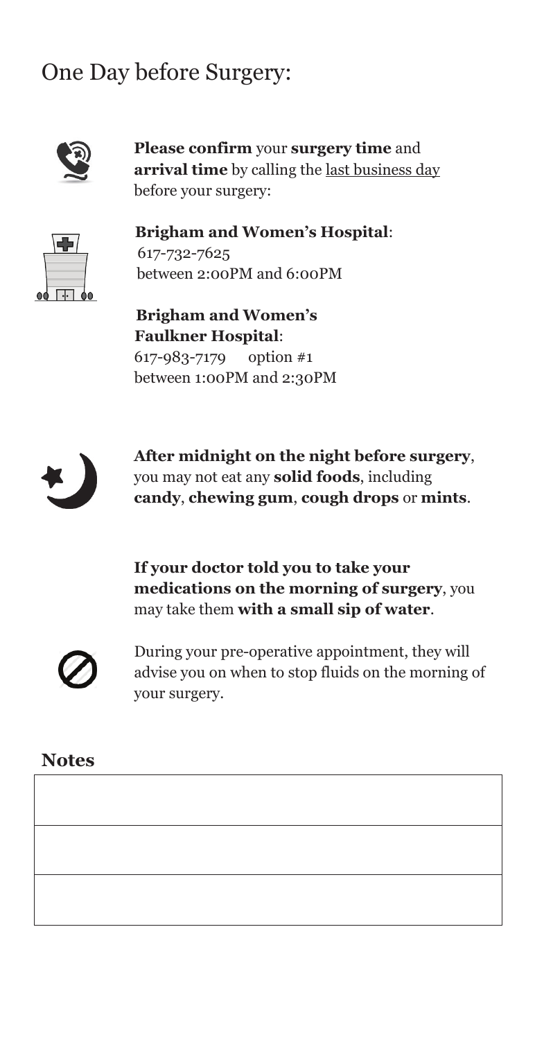# One Day before Surgery:

**Please confirm** your **surgery time** and **arrival time** by calling the last business day before your surgery:

**Brigham and Women's Hospital**:
617-732-7625
between 2:00PM and 6:00PM

**Brigham and Women's Faulkner Hospital**:
617-983-7179 option #1
between 1:00PM and 2:30PM

**After midnight on the night before surgery**, you may not eat any **solid foods**, including **candy**, **chewing gum**, **cough drops** or **mints**.

**If your doctor told you to take your medications on the morning of surgery**, you may take them **with a small sip of water**.

During your pre-operative appointment, they will advise you on when to stop fluids on the morning of your surgery.

## Notes

| |
|---|
| |
| |
| |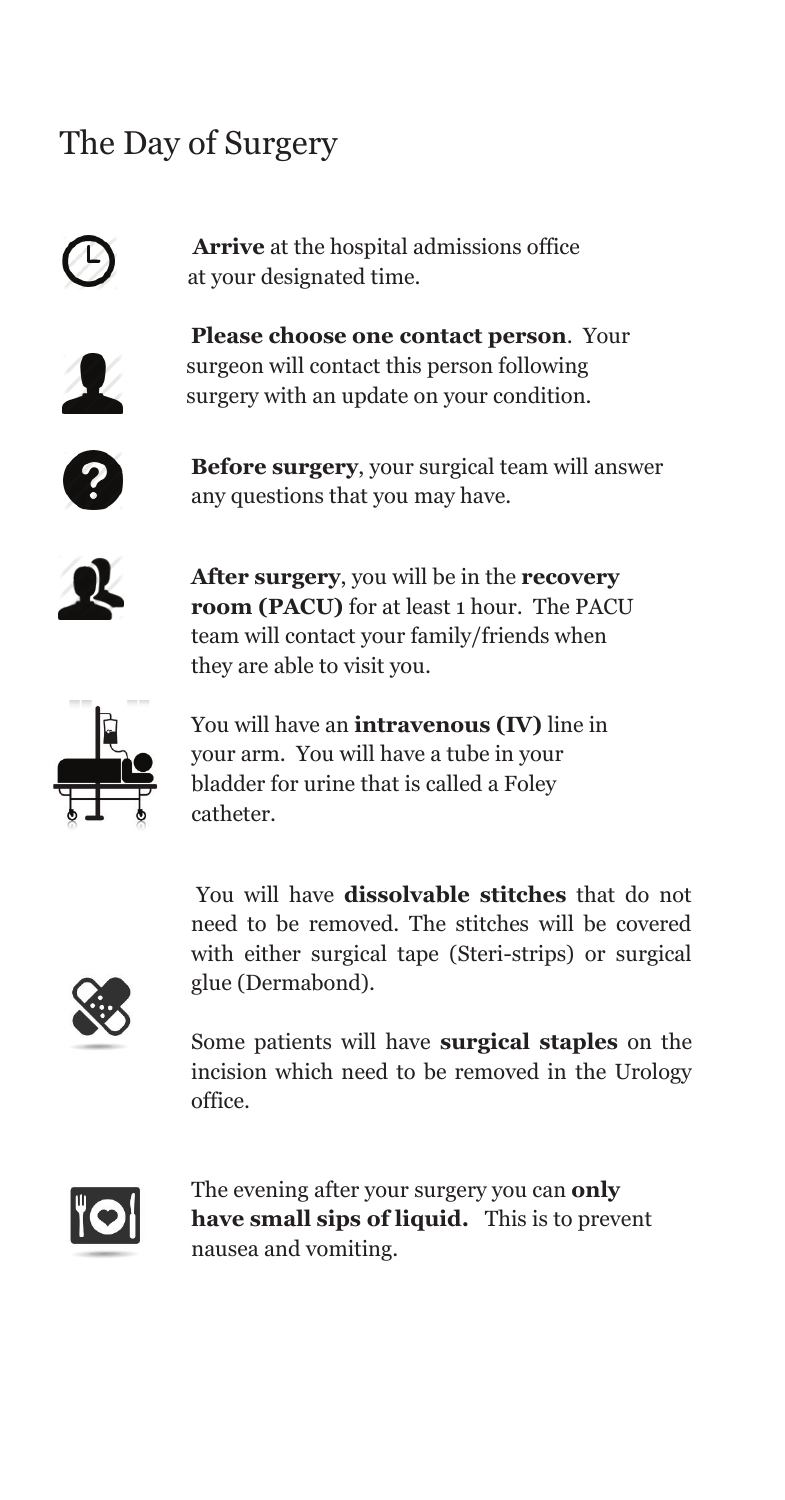# The Day of Surgery

**Arrive** at the hospital admissions office at your designated time.

**Please choose one contact person**. Your surgeon will contact this person following surgery with an update on your condition.

**Before surgery**, your surgical team will answer any questions that you may have.

**After surgery**, you will be in the **recovery room (PACU)** for at least 1 hour. The PACU team will contact your family/friends when they are able to visit you.

You will have an **intravenous (IV)** line in your arm. You will have a tube in your bladder for urine that is called a Foley catheter.

You will have **dissolvable stitches** that do not need to be removed. The stitches will be covered with either surgical tape (Steri-strips) or surgical glue (Dermabond).

Some patients will have **surgical staples** on the incision which need to be removed in the Urology office.

The evening after your surgery you can **only have small sips of liquid.** This is to prevent nausea and vomiting.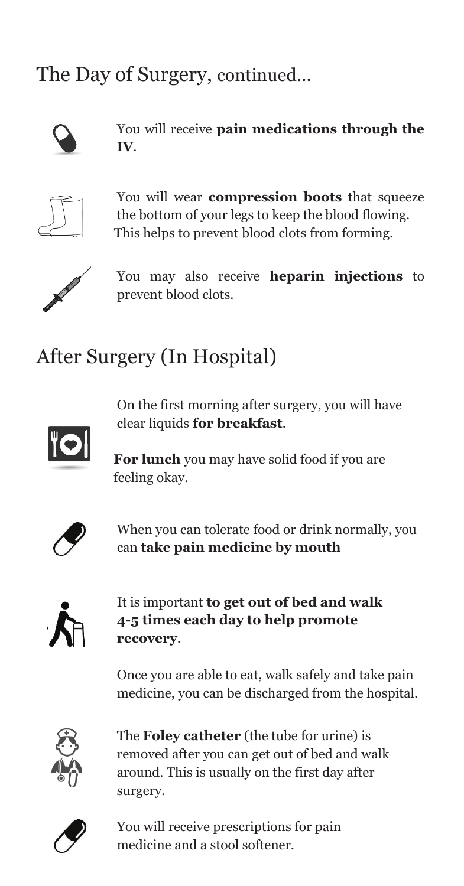## The Day of Surgery, continued…

You will receive **pain medications through the IV**.

You will wear **compression boots** that squeeze the bottom of your legs to keep the blood flowing. This helps to prevent blood clots from forming.

You may also receive **heparin injections** to prevent blood clots.

## After Surgery (In Hospital)

On the first morning after surgery, you will have clear liquids **for breakfast**.

**For lunch** you may have solid food if you are feeling okay.

When you can tolerate food or drink normally, you can **take pain medicine by mouth**

It is important **to get out of bed and walk 4-5 times each day to help promote recovery**.

Once you are able to eat, walk safely and take pain medicine, you can be discharged from the hospital.

The **Foley catheter** (the tube for urine) is removed after you can get out of bed and walk around. This is usually on the first day after surgery.

You will receive prescriptions for pain medicine and a stool softener.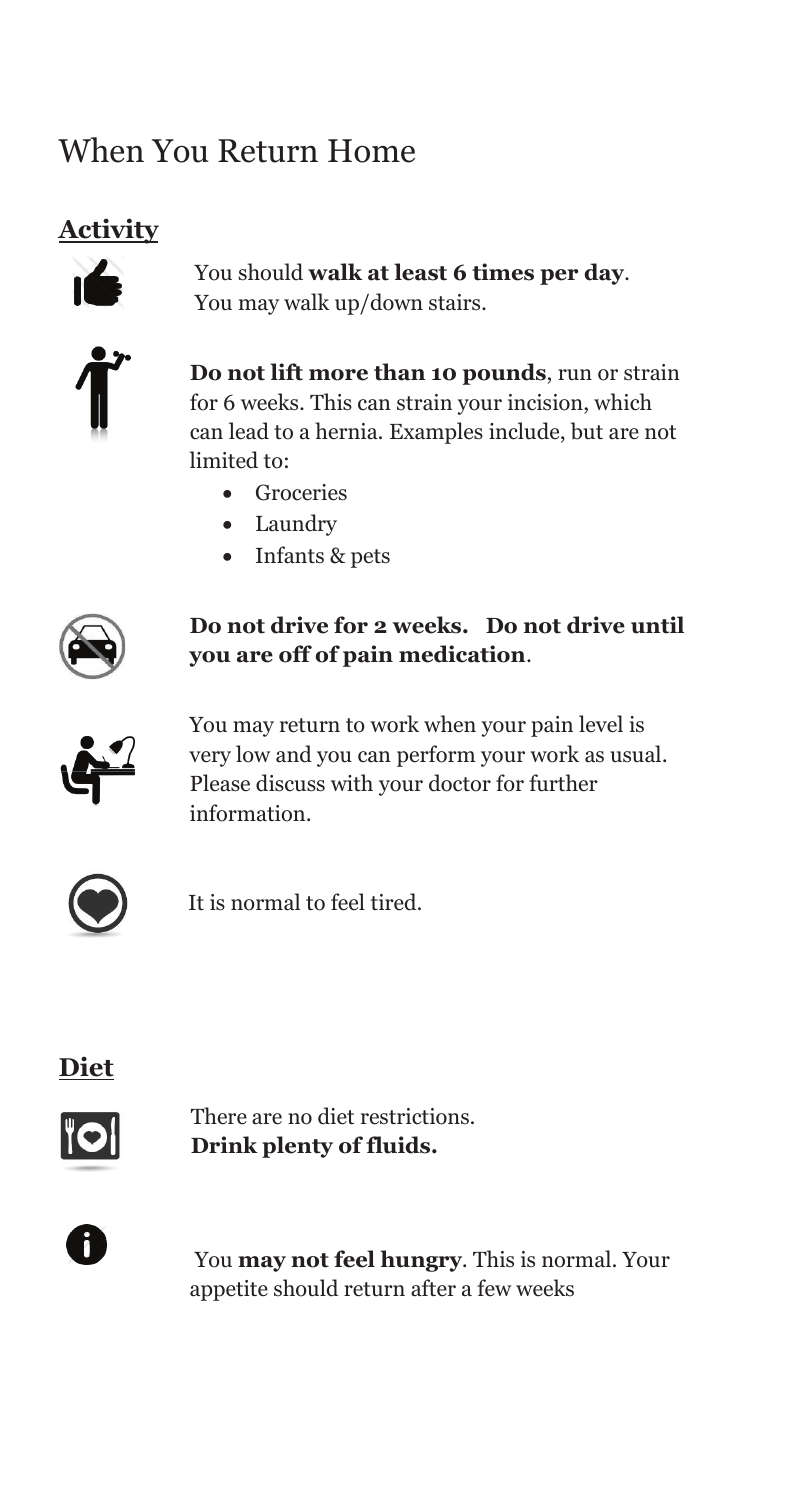# When You Return Home

## Activity

You should **walk at least 6 times per day**. You may walk up/down stairs.

**Do not lift more than 10 pounds**, run or strain for 6 weeks. This can strain your incision, which can lead to a hernia. Examples include, but are not limited to:

- Groceries
- Laundry
- Infants & pets

**Do not drive for 2 weeks. Do not drive until you are off of pain medication**.

You may return to work when your pain level is very low and you can perform your work as usual. Please discuss with your doctor for further information.

It is normal to feel tired.

## Diet

There are no diet restrictions.
**Drink plenty of fluids.**

You **may not feel hungry**. This is normal. Your appetite should return after a few weeks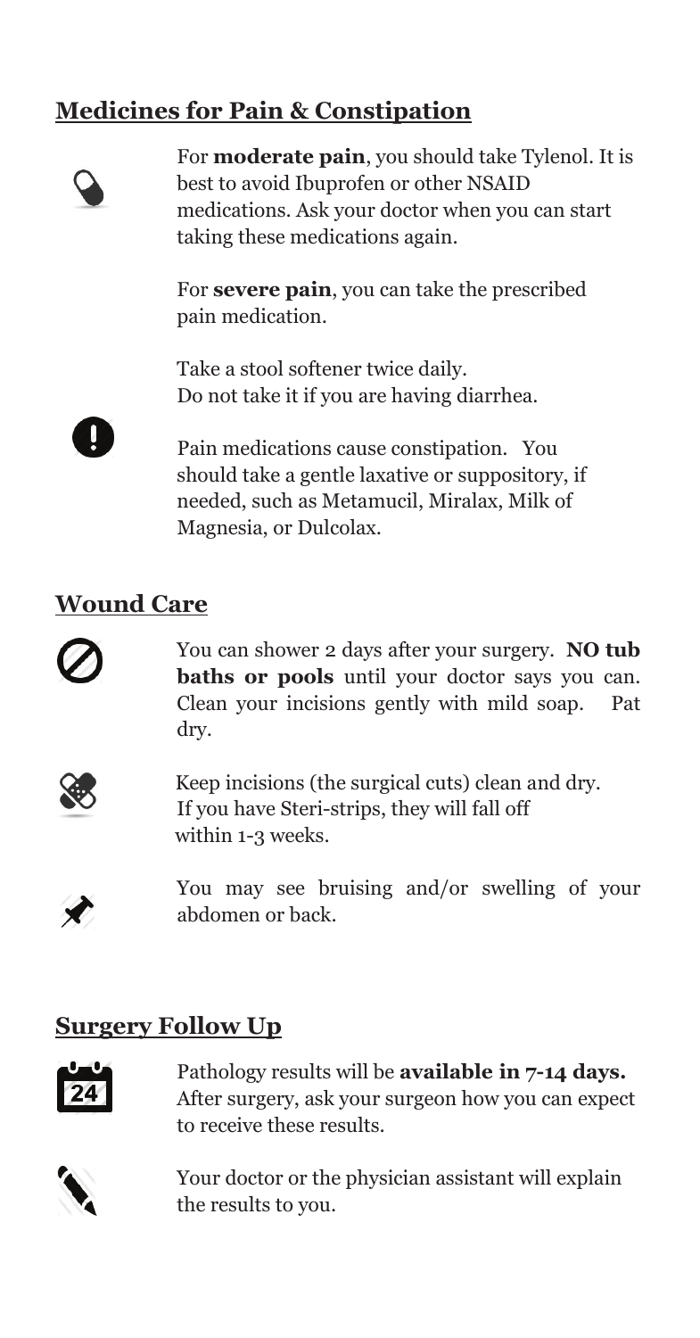## Medicines for Pain & Constipation

For **moderate pain**, you should take Tylenol. It is best to avoid Ibuprofen or other NSAID medications. Ask your doctor when you can start taking these medications again.

For **severe pain**, you can take the prescribed pain medication.

Take a stool softener twice daily.
Do not take it if you are having diarrhea.

Pain medications cause constipation. You should take a gentle laxative or suppository, if needed, such as Metamucil, Miralax, Milk of Magnesia, or Dulcolax.

## Wound Care

You can shower 2 days after your surgery. **NO tub baths or pools** until your doctor says you can. Clean your incisions gently with mild soap. Pat dry.

Keep incisions (the surgical cuts) clean and dry.
If you have Steri-strips, they will fall off within 1-3 weeks.

You may see bruising and/or swelling of your abdomen or back.

## Surgery Follow Up

Pathology results will be **available in 7-14 days.** After surgery, ask your surgeon how you can expect to receive these results.

Your doctor or the physician assistant will explain the results to you.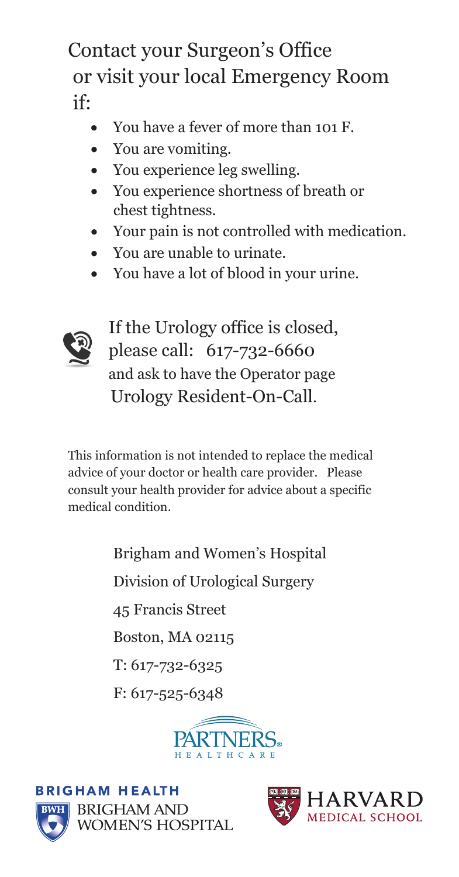## Contact your Surgeon's Office or visit your local Emergency Room if:

- You have a fever of more than 101 F.
- You are vomiting.
- You experience leg swelling.
- You experience shortness of breath or chest tightness.
- Your pain is not controlled with medication.
- You are unable to urinate.
- You have a lot of blood in your urine.

If the Urology office is closed, please call: 617-732-6660 and ask to have the Operator page Urology Resident-On-Call.

This information is not intended to replace the medical advice of your doctor or health care provider. Please consult your health provider for advice about a specific medical condition.

Brigham and Women's Hospital

Division of Urological Surgery

45 Francis Street

Boston, MA 02115

T: 617-732-6325

F: 617-525-6348

PARTNERS HEALTHCARE

BRIGHAM HEALTH

BRIGHAM AND WOMEN'S HOSPITAL

HARVARD MEDICAL SCHOOL